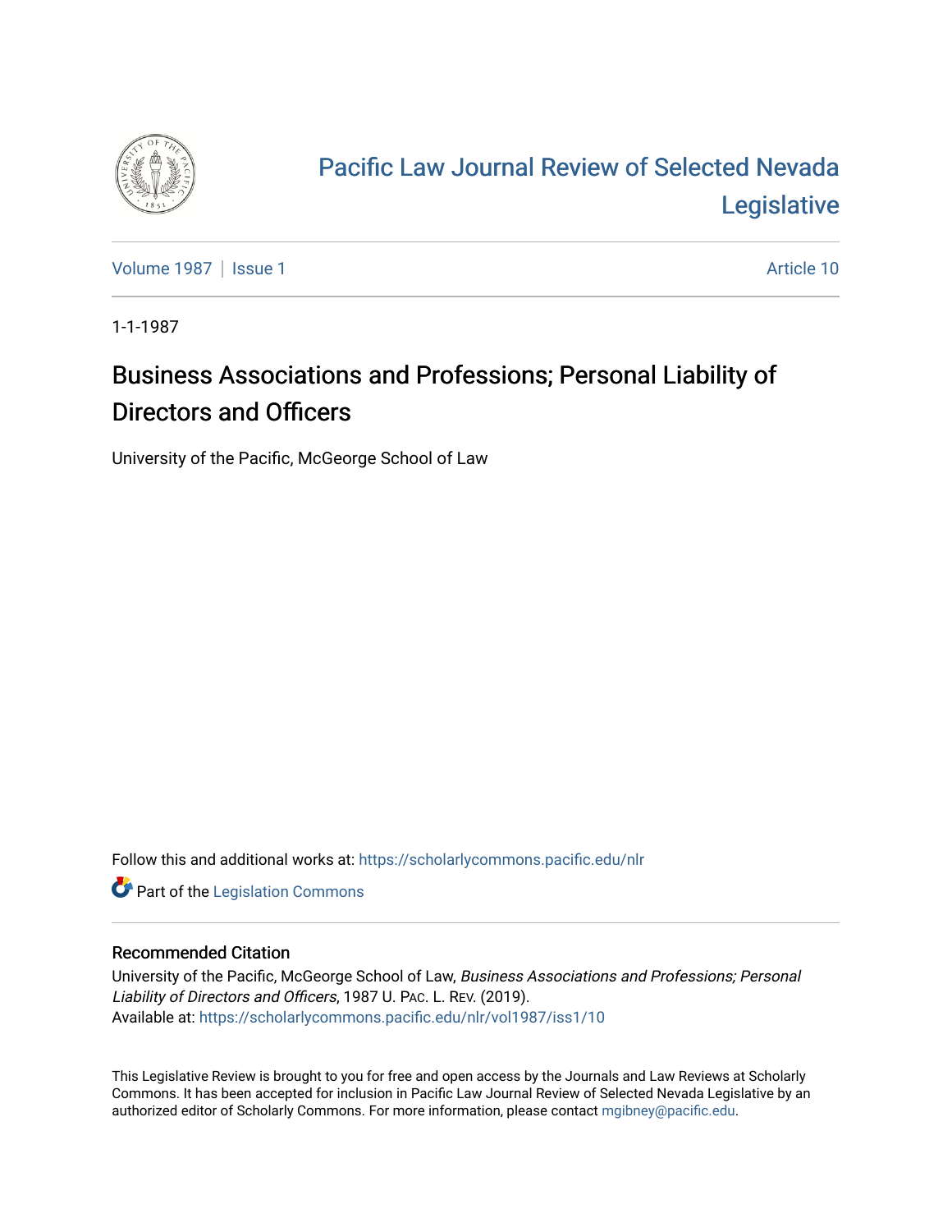# Pacific Law Journal Review of Selected Nevada Legislative

Volume 1987 | Issue 1 | Article 10

1-1-1987

## Business Associations and Professions; Personal Liability of Directors and Officers

University of the Pacific, McGeorge School of Law

Follow this and additional works at: https://scholarlycommons.pacific.edu/nlr

Part of the Legislation Commons

### Recommended Citation

University of the Pacific, McGeorge School of Law, *Business Associations and Professions; Personal Liability of Directors and Officers*, 1987 U. PAC. L. REV. (2019).
Available at: https://scholarlycommons.pacific.edu/nlr/vol1987/iss1/10

This Legislative Review is brought to you for free and open access by the Journals and Law Reviews at Scholarly Commons. It has been accepted for inclusion in Pacific Law Journal Review of Selected Nevada Legislative by an authorized editor of Scholarly Commons. For more information, please contact mgibney@pacific.edu.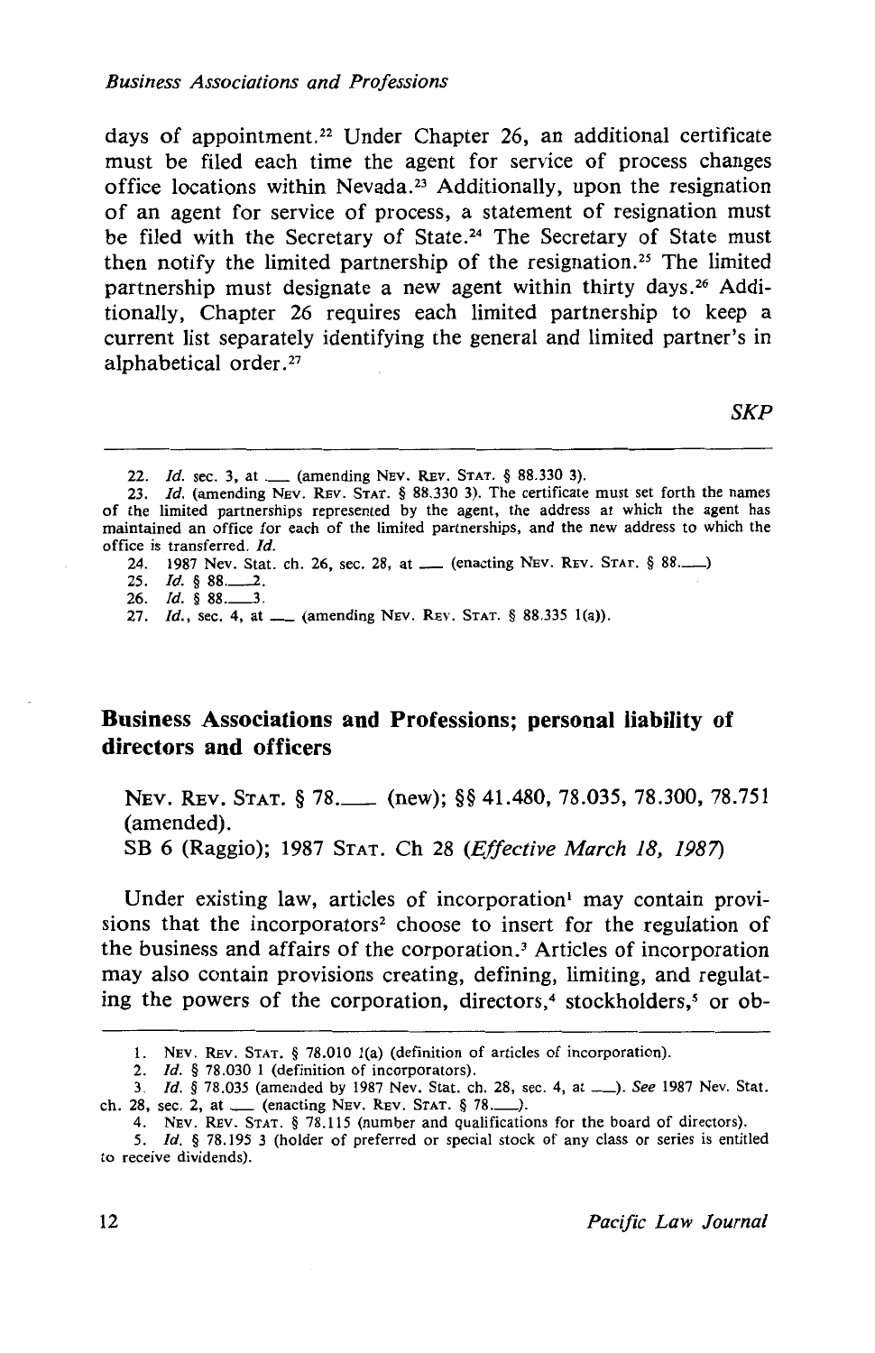days of appointment.[22] Under Chapter 26, an additional certificate must be filed each time the agent for service of process changes office locations within Nevada.[23] Additionally, upon the resignation of an agent for service of process, a statement of resignation must be filed with the Secretary of State.[24] The Secretary of State must then notify the limited partnership of the resignation.[25] The limited partnership must designate a new agent within thirty days.[26] Additionally, Chapter 26 requires each limited partnership to keep a current list separately identifying the general and limited partner's in alphabetical order.[27]

*SKP*

---

22. *Id.* sec. 3, at ___ (amending NEV. REV. STAT. § 88.330 3).
23. *Id.* (amending NEV. REV. STAT. § 88.330 3). The certificate must set forth the names of the limited partnerships represented by the agent, the address at which the agent has maintained an office for each of the limited partnerships, and the new address to which the office is transferred. *Id.*
24. 1987 Nev. Stat. ch. 26, sec. 28, at ___ (enacting NEV. REV. STAT. § 88.___)
25. *Id.* § 88.___2.
26. *Id.* § 88.___3.
27. *Id.*, sec. 4, at ___ (amending NEV. REV. STAT. § 88.335 1(a)).

## Business Associations and Professions; personal liability of directors and officers

NEV. REV. STAT. § 78.___ (new); §§ 41.480, 78.035, 78.300, 78.751 (amended).
SB 6 (Raggio); 1987 STAT. Ch 28 (*Effective March 18, 1987*)

Under existing law, articles of incorporation[1] may contain provisions that the incorporators[2] choose to insert for the regulation of the business and affairs of the corporation.[3] Articles of incorporation may also contain provisions creating, defining, limiting, and regulating the powers of the corporation, directors,[4] stockholders,[5] or ob-

---

1. NEV. REV. STAT. § 78.010 1(a) (definition of articles of incorporation).
2. *Id.* § 78.030 1 (definition of incorporators).
3. *Id.* § 78.035 (amended by 1987 Nev. Stat. ch. 28, sec. 4, at ___). *See* 1987 Nev. Stat. ch. 28, sec. 2, at ___ (enacting NEV. REV. STAT. § 78.___).
4. NEV. REV. STAT. § 78.115 (number and qualifications for the board of directors).
5. *Id.* § 78.195 3 (holder of preferred or special stock of any class or series is entitled to receive dividends).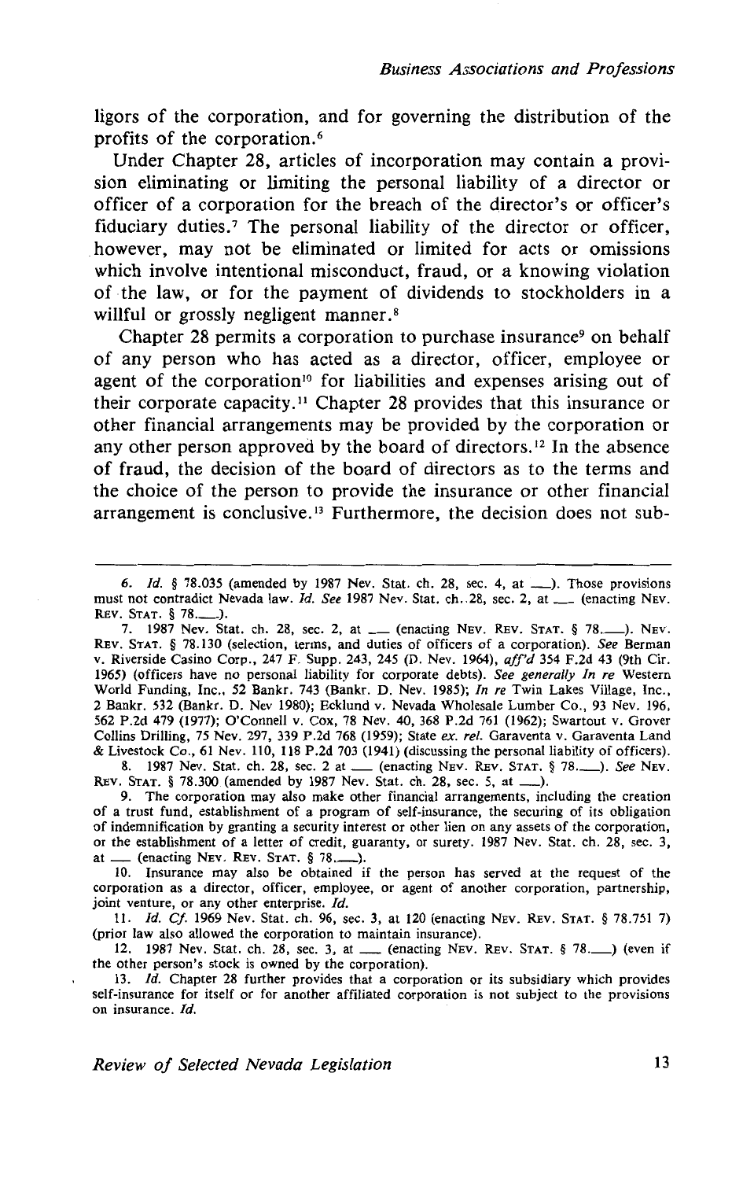ligors of the corporation, and for governing the distribution of the profits of the corporation.[6]

Under Chapter 28, articles of incorporation may contain a provision eliminating or limiting the personal liability of a director or officer of a corporation for the breach of the director's or officer's fiduciary duties.[7] The personal liability of the director or officer, however, may not be eliminated or limited for acts or omissions which involve intentional misconduct, fraud, or a knowing violation of the law, or for the payment of dividends to stockholders in a willful or grossly negligent manner.[8]

Chapter 28 permits a corporation to purchase insurance[9] on behalf of any person who has acted as a director, officer, employee or agent of the corporation[10] for liabilities and expenses arising out of their corporate capacity.[11] Chapter 28 provides that this insurance or other financial arrangements may be provided by the corporation or any other person approved by the board of directors.[12] In the absence of fraud, the decision of the board of directors as to the terms and the choice of the person to provide the insurance or other financial arrangement is conclusive.[13] Furthermore, the decision does not sub-

---

6. *Id.* § 78.035 (amended by 1987 Nev. Stat. ch. 28, sec. 4, at \_\_\_). Those provisions must not contradict Nevada law. *Id. See* 1987 Nev. Stat. ch. 28, sec. 2, at \_\_\_ (enacting Nev. Rev. Stat. § 78.\_\_\_).

7. 1987 Nev. Stat. ch. 28, sec. 2, at \_\_\_ (enacting Nev. Rev. Stat. § 78.\_\_\_). Nev. Rev. Stat. § 78.130 (selection, terms, and duties of officers of a corporation). *See* Berman v. Riverside Casino Corp., 247 F. Supp. 243, 245 (D. Nev. 1964), *aff'd* 354 F.2d 43 (9th Cir. 1965) (officers have no personal liability for corporate debts). *See generally In re* Western World Funding, Inc., 52 Bankr. 743 (Bankr. D. Nev. 1985); *In re* Twin Lakes Village, Inc., 2 Bankr. 532 (Bankr. D. Nev 1980); Ecklund v. Nevada Wholesale Lumber Co., 93 Nev. 196, 562 P.2d 479 (1977); O'Connell v. Cox, 78 Nev. 40, 368 P.2d 761 (1962); Swartout v. Grover Collins Drilling, 75 Nev. 297, 339 P.2d 768 (1959); State *ex. rel.* Garaventa v. Garaventa Land & Livestock Co., 61 Nev. 110, 118 P.2d 703 (1941) (discussing the personal liability of officers).

8. 1987 Nev. Stat. ch. 28, sec. 2 at \_\_\_ (enacting Nev. Rev. Stat. § 78.\_\_\_). *See* Nev. Rev. Stat. § 78.300 (amended by 1987 Nev. Stat. ch. 28, sec. 5, at \_\_\_).

9. The corporation may also make other financial arrangements, including the creation of a trust fund, establishment of a program of self-insurance, the securing of its obligation of indemnification by granting a security interest or other lien on any assets of the corporation, or the establishment of a letter of credit, guaranty, or surety. 1987 Nev. Stat. ch. 28, sec. 3, at \_\_\_ (enacting Nev. Rev. Stat. § 78.\_\_\_).

10. Insurance may also be obtained if the person has served at the request of the corporation as a director, officer, employee, or agent of another corporation, partnership, joint venture, or any other enterprise. *Id.*

11. *Id. Cf.* 1969 Nev. Stat. ch. 96, sec. 3, at 120 (enacting Nev. Rev. Stat. § 78.751 7) (prior law also allowed the corporation to maintain insurance).

12. 1987 Nev. Stat. ch. 28, sec. 3, at \_\_\_ (enacting Nev. Rev. Stat. § 78.\_\_\_) (even if the other person's stock is owned by the corporation).

13. *Id.* Chapter 28 further provides that a corporation or its subsidiary which provides self-insurance for itself or for another affiliated corporation is not subject to the provisions on insurance. *Id.*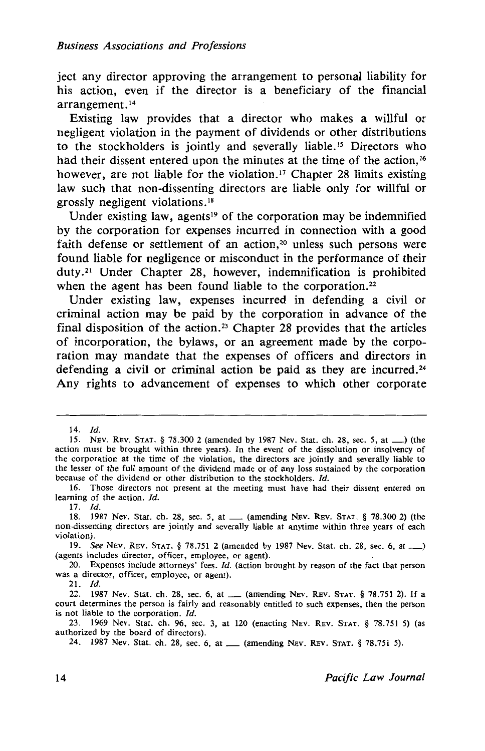ject any director approving the arrangement to personal liability for his action, even if the director is a beneficiary of the financial arrangement.[14]

Existing law provides that a director who makes a willful or negligent violation in the payment of dividends or other distributions to the stockholders is jointly and severally liable.[15] Directors who had their dissent entered upon the minutes at the time of the action,[16] however, are not liable for the violation.[17] Chapter 28 limits existing law such that non-dissenting directors are liable only for willful or grossly negligent violations.[18]

Under existing law, agents[19] of the corporation may be indemnified by the corporation for expenses incurred in connection with a good faith defense or settlement of an action,[20] unless such persons were found liable for negligence or misconduct in the performance of their duty.[21] Under Chapter 28, however, indemnification is prohibited when the agent has been found liable to the corporation.[22]

Under existing law, expenses incurred in defending a civil or criminal action may be paid by the corporation in advance of the final disposition of the action.[23] Chapter 28 provides that the articles of incorporation, the bylaws, or an agreement made by the corporation may mandate that the expenses of officers and directors in defending a civil or criminal action be paid as they are incurred.[24] Any rights to advancement of expenses to which other corporate

---

14. *Id.*

15. NEV. REV. STAT. § 78.300 2 (amended by 1987 Nev. Stat. ch. 28, sec. 5, at ___) (the action must be brought within three years). In the event of the dissolution or insolvency of the corporation at the time of the violation, the directors are jointly and severally liable to the lesser of the full amount of the dividend made or of any loss sustained by the corporation because of the dividend or other distribution to the stockholders. *Id.*

16. Those directors not present at the meeting must have had their dissent entered on learning of the action. *Id.*

17. *Id.*

18. 1987 Nev. Stat. ch. 28, sec. 5, at ___ (amending NEV. REV. STAT. § 78.300 2) (the non-dissenting directors are jointly and severally liable at anytime within three years of each violation).

19. *See* NEV. REV. STAT. § 78.751 2 (amended by 1987 Nev. Stat. ch. 28, sec. 6, at ___) (agents includes director, officer, employee, or agent).

20. Expenses include attorneys' fees. *Id.* (action brought by reason of the fact that person was a director, officer, employee, or agent).

21. *Id.*

22. 1987 Nev. Stat. ch. 28, sec. 6, at ___ (amending NEV. REV. STAT. § 78.751 2). If a court determines the person is fairly and reasonably entitled to such expenses, then the person is not liable to the corporation. *Id.*

23. 1969 Nev. Stat. ch. 96, sec. 3, at 120 (enacting NEV. REV. STAT. § 78.751 5) (as authorized by the board of directors).

24. 1987 Nev. Stat. ch. 28, sec. 6, at ___ (amending NEV. REV. STAT. § 78.751 5).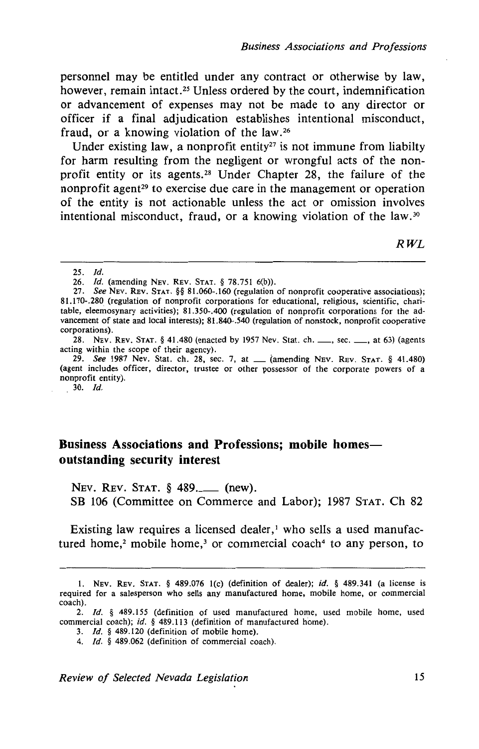personnel may be entitled under any contract or otherwise by law, however, remain intact.[25] Unless ordered by the court, indemnification or advancement of expenses may not be made to any director or officer if a final adjudication establishes intentional misconduct, fraud, or a knowing violation of the law.[26]

Under existing law, a nonprofit entity[27] is not immune from liabilty for harm resulting from the negligent or wrongful acts of the nonprofit entity or its agents.[28] Under Chapter 28, the failure of the nonprofit agent[29] to exercise due care in the management or operation of the entity is not actionable unless the act or omission involves intentional misconduct, fraud, or a knowing violation of the law.[30]

*RWL*

---

25. *Id.*

26. *Id.* (amending NEV. REV. STAT. § 78.751 6(b)).

27. *See* NEV. REV. STAT. §§ 81.060-.160 (regulation of nonprofit cooperative associations); 81.170-.280 (regulation of nonprofit corporations for educational, religious, scientific, charitable, eleemosynary activities); 81.350-.400 (regulation of nonprofit corporations for the advancement of state and local interests); 81.840-.540 (regulation of nonstock, nonprofit cooperative corporations).

28. NEV. REV. STAT. § 41.480 (enacted by 1957 Nev. Stat. ch. \_\_\_, sec. \_\_\_, at 63) (agents acting within the scope of their agency).

29. *See* 1987 Nev. Stat. ch. 28, sec. 7, at \_\_\_ (amending NEV. REV. STAT. § 41.480) (agent includes officer, director, trustee or other possessor of the corporate powers of a nonprofit entity).

30. *Id.*

## Business Associations and Professions; mobile homes—outstanding security interest

NEV. REV. STAT. § 489.\_\_\_ (new).
SB 106 (Committee on Commerce and Labor); 1987 STAT. Ch 82

Existing law requires a licensed dealer,[1] who sells a used manufactured home,[2] mobile home,[3] or commercial coach[4] to any person, to

---

1. NEV. REV. STAT. § 489.076 1(c) (definition of dealer); *id.* § 489.341 (a license is required for a salesperson who sells any manufactured home, mobile home, or commercial coach).

2. *Id.* § 489.155 (definition of used manufactured home, used mobile home, used commercial coach); *id.* § 489.113 (definition of manufactured home).

3. *Id.* § 489.120 (definition of mobile home).

4. *Id.* § 489.062 (definition of commercial coach).